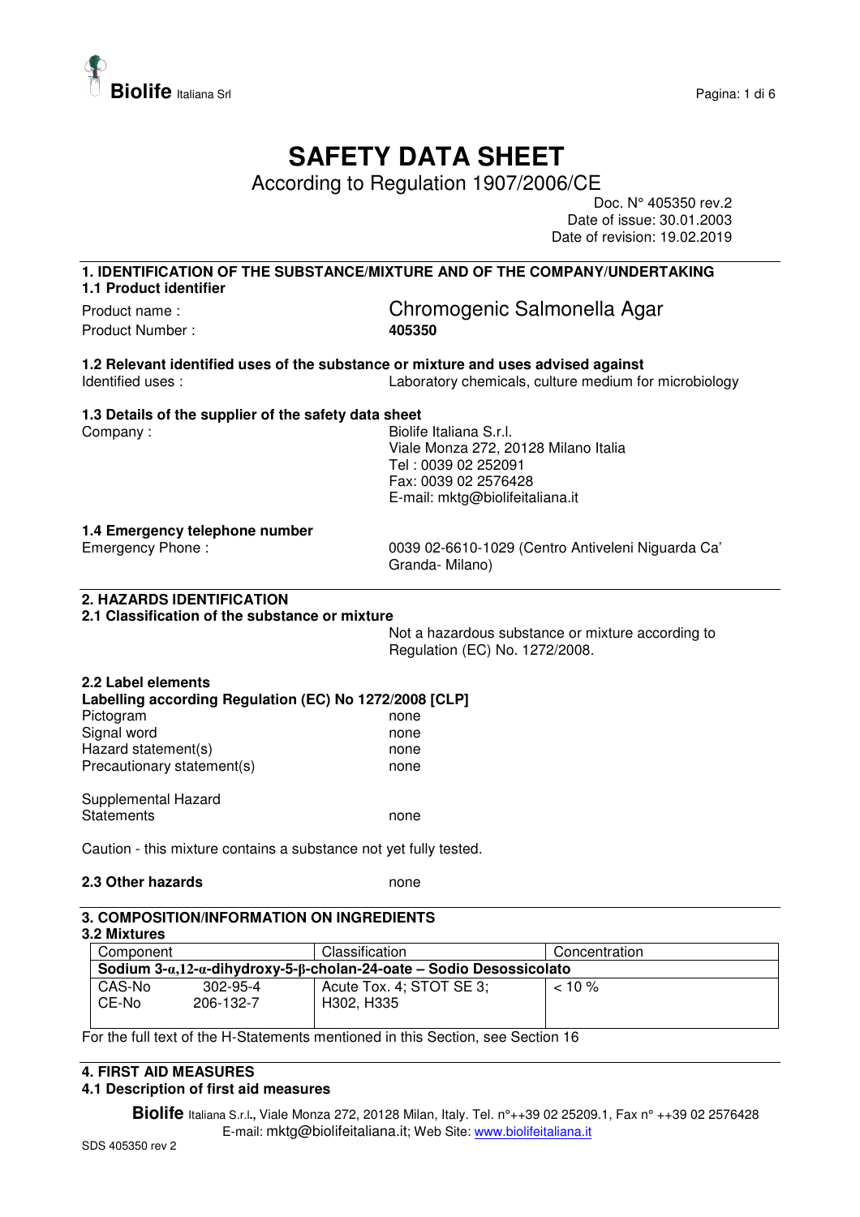# SAFETY DATA SHEET

According to Regulation 1907/2006/CE

Doc. N° 405350 rev.2
Date of issue: 30.01.2003
Date of revision: 19.02.2019

## 1. IDENTIFICATION OF THE SUBSTANCE/MIXTURE AND OF THE COMPANY/UNDERTAKING

### 1.1 Product identifier

Product name : Chromogenic Salmonella Agar
Product Number : **405350**

### 1.2 Relevant identified uses of the substance or mixture and uses advised against

Identified uses : Laboratory chemicals, culture medium for microbiology

### 1.3 Details of the supplier of the safety data sheet

Company : Biolife Italiana S.r.l.
Viale Monza 272, 20128 Milano Italia
Tel : 0039 02 252091
Fax: 0039 02 2576428
E-mail: mktg@biolifeitaliana.it

### 1.4 Emergency telephone number

Emergency Phone : 0039 02-6610-1029 (Centro Antiveleni Niguarda Ca' Granda- Milano)

## 2. HAZARDS IDENTIFICATION

### 2.1 Classification of the substance or mixture

Not a hazardous substance or mixture according to Regulation (EC) No. 1272/2008.

### 2.2 Label elements

**Labelling according Regulation (EC) No 1272/2008 [CLP]**

Pictogram none
Signal word none
Hazard statement(s) none
Precautionary statement(s) none

Supplemental Hazard Statements none

Caution - this mixture contains a substance not yet fully tested.

### 2.3 Other hazards

none

## 3. COMPOSITION/INFORMATION ON INGREDIENTS

### 3.2 Mixtures

| Component | Classification | Concentration |
|---|---|---|
| **Sodium 3-α,12-α-dihydroxy-5-β-cholan-24-oate – Sodio Desossicolato** | | |
| CAS-No 302-95-4<br>CE-No 206-132-7 | Acute Tox. 4; STOT SE 3;<br>H302, H335 | < 10 % |

For the full text of the H-Statements mentioned in this Section, see Section 16

## 4. FIRST AID MEASURES

### 4.1 Description of first aid measures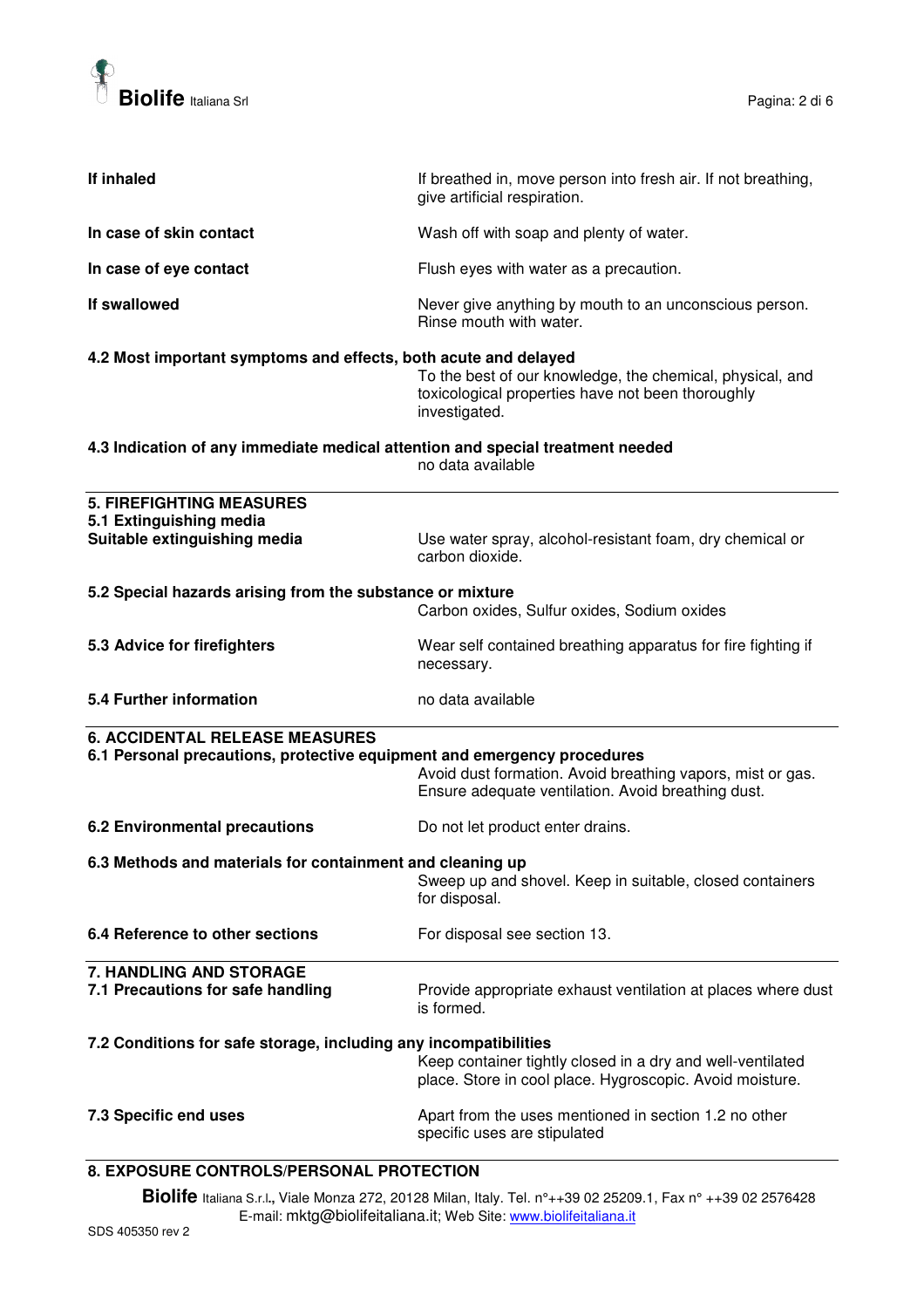**If inhaled**

If breathed in, move person into fresh air. If not breathing, give artificial respiration.

**In case of skin contact**

Wash off with soap and plenty of water.

**In case of eye contact**

Flush eyes with water as a precaution.

**If swallowed**

Never give anything by mouth to an unconscious person. Rinse mouth with water.

**4.2 Most important symptoms and effects, both acute and delayed**

To the best of our knowledge, the chemical, physical, and toxicological properties have not been thoroughly investigated.

**4.3 Indication of any immediate medical attention and special treatment needed**

no data available

---

## 5. FIREFIGHTING MEASURES

**5.1 Extinguishing media**

**Suitable extinguishing media**

Use water spray, alcohol-resistant foam, dry chemical or carbon dioxide.

**5.2 Special hazards arising from the substance or mixture**

Carbon oxides, Sulfur oxides, Sodium oxides

**5.3 Advice for firefighters**

Wear self contained breathing apparatus for fire fighting if necessary.

**5.4 Further information**

no data available

---

## 6. ACCIDENTAL RELEASE MEASURES

**6.1 Personal precautions, protective equipment and emergency procedures**

Avoid dust formation. Avoid breathing vapors, mist or gas. Ensure adequate ventilation. Avoid breathing dust.

**6.2 Environmental precautions**

Do not let product enter drains.

**6.3 Methods and materials for containment and cleaning up**

Sweep up and shovel. Keep in suitable, closed containers for disposal.

**6.4 Reference to other sections**

For disposal see section 13.

---

## 7. HANDLING AND STORAGE

**7.1 Precautions for safe handling**

Provide appropriate exhaust ventilation at places where dust is formed.

**7.2 Conditions for safe storage, including any incompatibilities**

Keep container tightly closed in a dry and well-ventilated place. Store in cool place. Hygroscopic. Avoid moisture.

**7.3 Specific end uses**

Apart from the uses mentioned in section 1.2 no other specific uses are stipulated

---

## 8. EXPOSURE CONTROLS/PERSONAL PROTECTION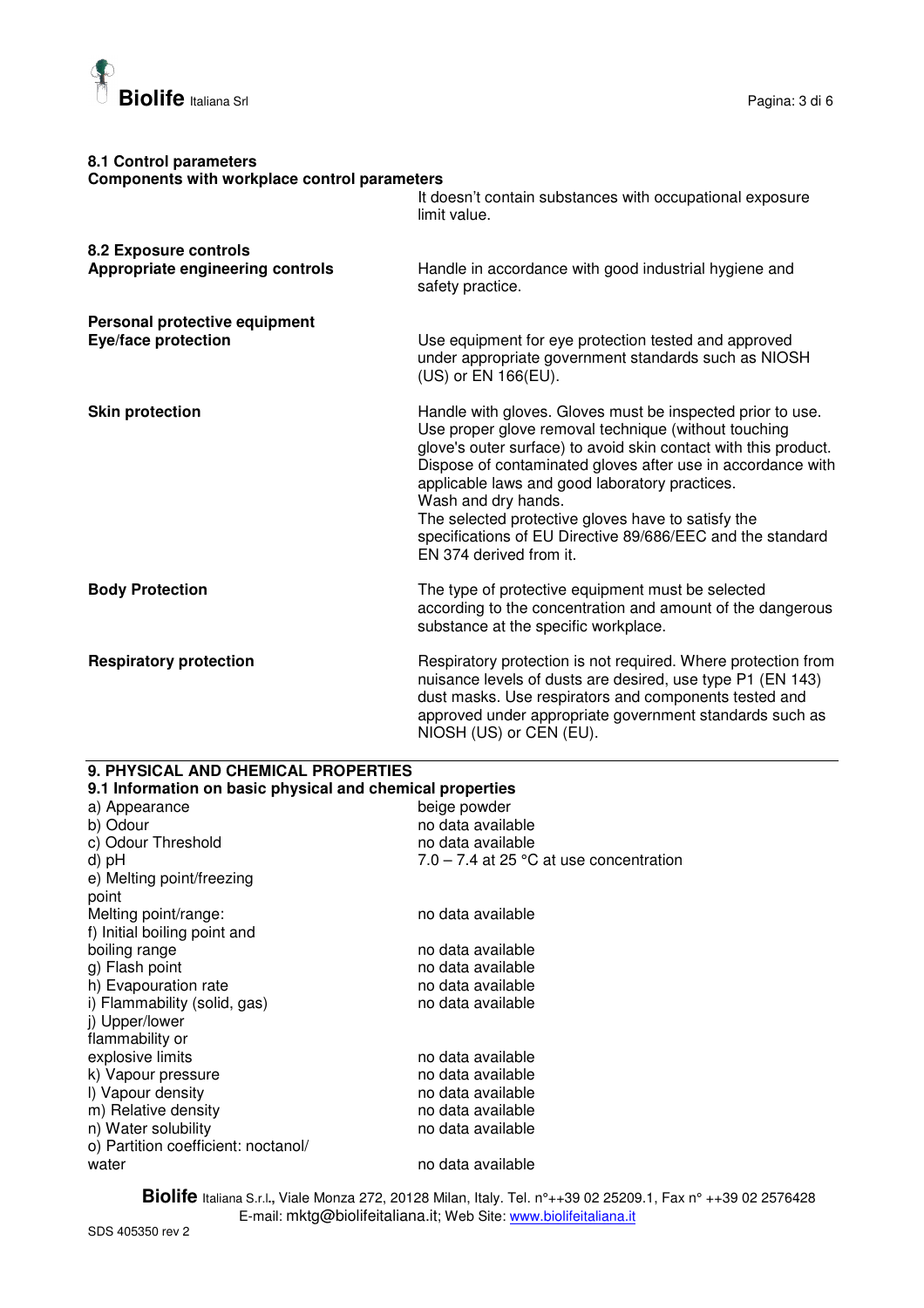**8.1 Control parameters**
**Components with workplace control parameters**

It doesn't contain substances with occupational exposure limit value.

**8.2 Exposure controls**

| | |
|---|---|
| **Appropriate engineering controls** | Handle in accordance with good industrial hygiene and safety practice. |

**Personal protective equipment**

| | |
|---|---|
| **Eye/face protection** | Use equipment for eye protection tested and approved under appropriate government standards such as NIOSH (US) or EN 166(EU). |
| **Skin protection** | Handle with gloves. Gloves must be inspected prior to use. Use proper glove removal technique (without touching glove's outer surface) to avoid skin contact with this product. Dispose of contaminated gloves after use in accordance with applicable laws and good laboratory practices. Wash and dry hands. The selected protective gloves have to satisfy the specifications of EU Directive 89/686/EEC and the standard EN 374 derived from it. |
| **Body Protection** | The type of protective equipment must be selected according to the concentration and amount of the dangerous substance at the specific workplace. |
| **Respiratory protection** | Respiratory protection is not required. Where protection from nuisance levels of dusts are desired, use type P1 (EN 143) dust masks. Use respirators and components tested and approved under appropriate government standards such as NIOSH (US) or CEN (EU). |

## 9. PHYSICAL AND CHEMICAL PROPERTIES

**9.1 Information on basic physical and chemical properties**

| | |
|---|---|
| a) Appearance | beige powder |
| b) Odour | no data available |
| c) Odour Threshold | no data available |
| d) pH | 7.0 – 7.4 at 25 °C at use concentration |
| e) Melting point/freezing point | |
| Melting point/range: | no data available |
| f) Initial boiling point and boiling range | no data available |
| g) Flash point | no data available |
| h) Evapouration rate | no data available |
| i) Flammability (solid, gas) | no data available |
| j) Upper/lower flammability or explosive limits | no data available |
| k) Vapour pressure | no data available |
| l) Vapour density | no data available |
| m) Relative density | no data available |
| n) Water solubility | no data available |
| o) Partition coefficient: noctanol/water | no data available |

**Biolife** Italiana S.r.l., Viale Monza 272, 20128 Milan, Italy. Tel. n°++39 02 25209.1, Fax n° ++39 02 2576428
E-mail: mktg@biolifeitaliana.it; Web Site: www.biolifeitaliana.it

SDS 405350 rev 2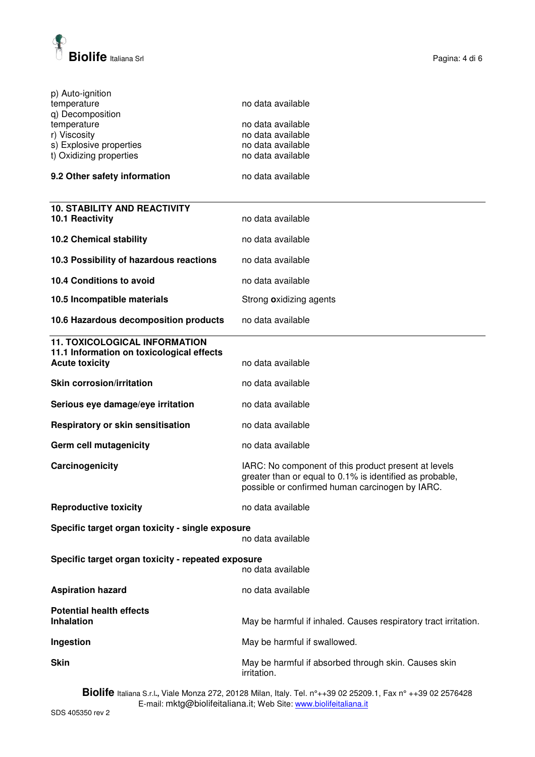| | |
|---|---|
| p) Auto-ignition temperature | no data available |
| q) Decomposition temperature | no data available |
| r) Viscosity | no data available |
| s) Explosive properties | no data available |
| t) Oxidizing properties | no data available |

**9.2 Other safety information** no data available

## 10. STABILITY AND REACTIVITY

| | |
|---|---|
| **10.1 Reactivity** | no data available |
| **10.2 Chemical stability** | no data available |
| **10.3 Possibility of hazardous reactions** | no data available |
| **10.4 Conditions to avoid** | no data available |
| **10.5 Incompatible materials** | Strong oxidizing agents |
| **10.6 Hazardous decomposition products** | no data available |

## 11. TOXICOLOGICAL INFORMATION

### 11.1 Information on toxicological effects

| | |
|---|---|
| **Acute toxicity** | no data available |
| **Skin corrosion/irritation** | no data available |
| **Serious eye damage/eye irritation** | no data available |
| **Respiratory or skin sensitisation** | no data available |
| **Germ cell mutagenicity** | no data available |
| **Carcinogenicity** | IARC: No component of this product present at levels greater than or equal to 0.1% is identified as probable, possible or confirmed human carcinogen by IARC. |
| **Reproductive toxicity** | no data available |

**Specific target organ toxicity - single exposure**
no data available

**Specific target organ toxicity - repeated exposure**
no data available

| | |
|---|---|
| **Aspiration hazard** | no data available |

**Potential health effects**

| | |
|---|---|
| **Inhalation** | May be harmful if inhaled. Causes respiratory tract irritation. |
| **Ingestion** | May be harmful if swallowed. |
| **Skin** | May be harmful if absorbed through skin. Causes skin irritation. |

**Biolife** Italiana S.r.l., Viale Monza 272, 20128 Milan, Italy. Tel. n°++39 02 25209.1, Fax n° ++39 02 2576428
E-mail: mktg@biolifeitaliana.it; Web Site: www.biolifeitaliana.it

SDS 405350 rev 2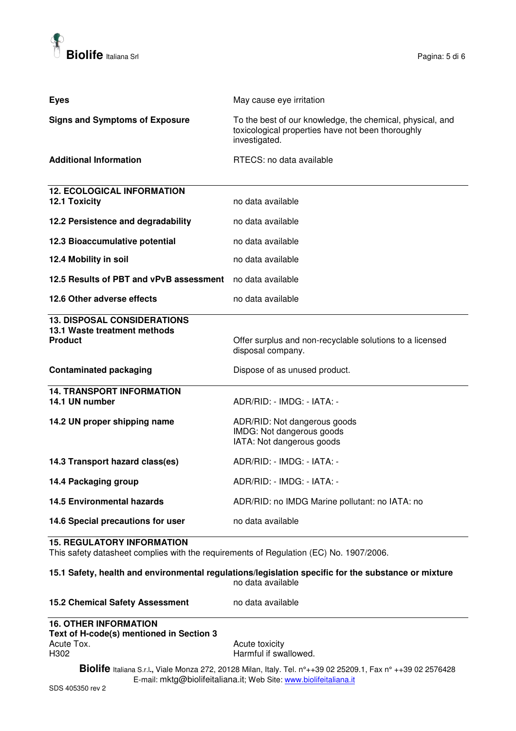| | |
|---|---|
| **Eyes** | May cause eye irritation |
| **Signs and Symptoms of Exposure** | To the best of our knowledge, the chemical, physical, and toxicological properties have not been thoroughly investigated. |
| **Additional Information** | RTECS: no data available |

## 12. ECOLOGICAL INFORMATION

| | |
|---|---|
| **12.1 Toxicity** | no data available |
| **12.2 Persistence and degradability** | no data available |
| **12.3 Bioaccumulative potential** | no data available |
| **12.4 Mobility in soil** | no data available |
| **12.5 Results of PBT and vPvB assessment** | no data available |
| **12.6 Other adverse effects** | no data available |

## 13. DISPOSAL CONSIDERATIONS

**13.1 Waste treatment methods**

| | |
|---|---|
| **Product** | Offer surplus and non-recyclable solutions to a licensed disposal company. |
| **Contaminated packaging** | Dispose of as unused product. |

## 14. TRANSPORT INFORMATION

| | |
|---|---|
| **14.1 UN number** | ADR/RID: - IMDG: - IATA: - |
| **14.2 UN proper shipping name** | ADR/RID: Not dangerous goods<br>IMDG: Not dangerous goods<br>IATA: Not dangerous goods |
| **14.3 Transport hazard class(es)** | ADR/RID: - IMDG: - IATA: - |
| **14.4 Packaging group** | ADR/RID: - IMDG: - IATA: - |
| **14.5 Environmental hazards** | ADR/RID: no IMDG Marine pollutant: no IATA: no |
| **14.6 Special precautions for user** | no data available |

## 15. REGULATORY INFORMATION

This safety datasheet complies with the requirements of Regulation (EC) No. 1907/2006.

**15.1 Safety, health and environmental regulations/legislation specific for the substance or mixture**

no data available

| | |
|---|---|
| **15.2 Chemical Safety Assessment** | no data available |

## 16. OTHER INFORMATION

**Text of H-code(s) mentioned in Section 3**

| | |
|---|---|
| Acute Tox. | Acute toxicity |
| H302 | Harmful if swallowed. |

**Biolife** Italiana S.r.l., Viale Monza 272, 20128 Milan, Italy. Tel. n°++39 02 25209.1, Fax n° ++39 02 2576428
E-mail: mktg@biolifeitaliana.it; Web Site: www.biolifeitaliana.it

SDS 405350 rev 2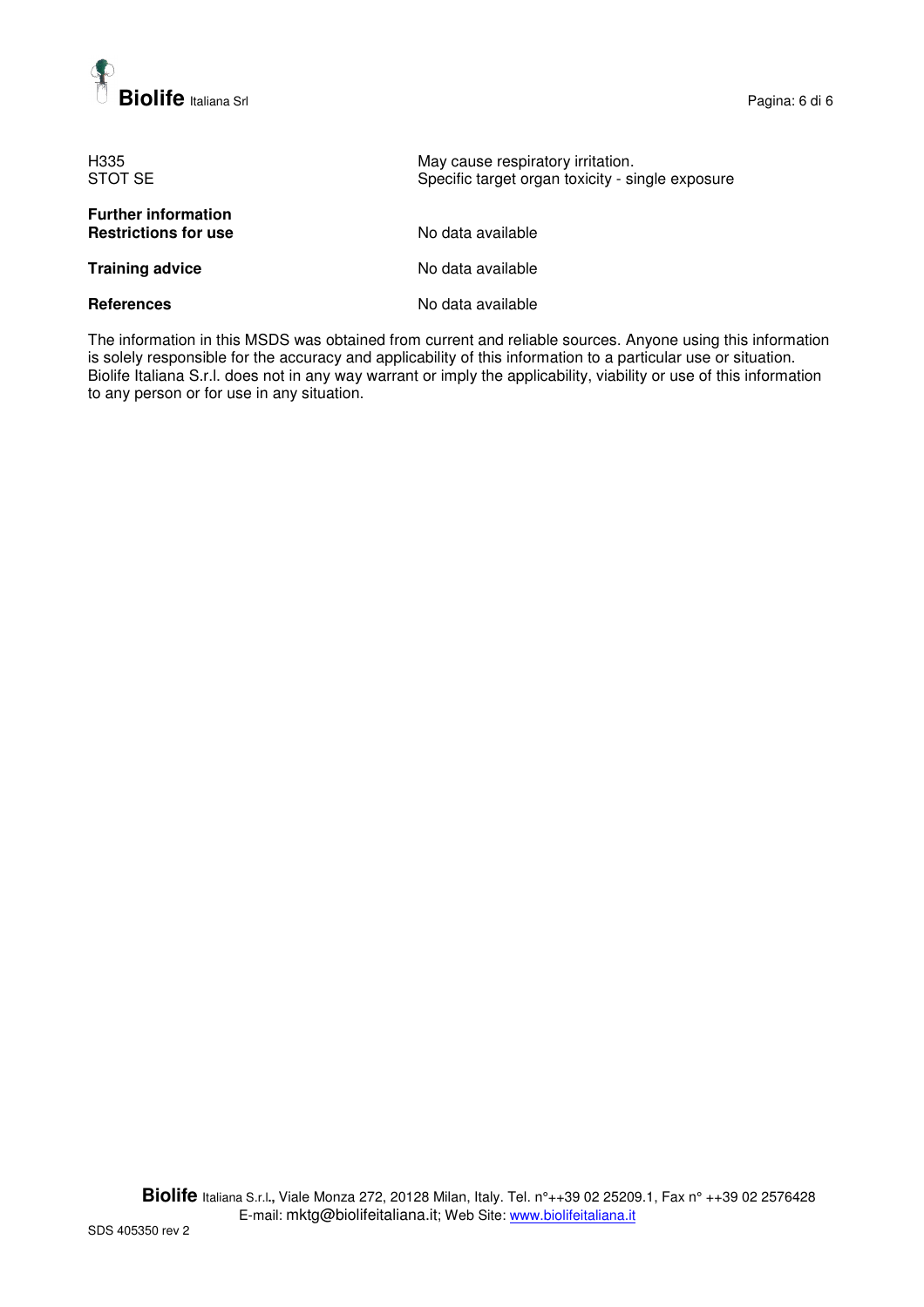| | |
|---|---|
| H335 | May cause respiratory irritation. |
| STOT SE | Specific target organ toxicity - single exposure |

**Further information**

**Restrictions for use** No data available

**Training advice** No data available

**References** No data available

The information in this MSDS was obtained from current and reliable sources. Anyone using this information is solely responsible for the accuracy and applicability of this information to a particular use or situation. Biolife Italiana S.r.l. does not in any way warrant or imply the applicability, viability or use of this information to any person or for use in any situation.